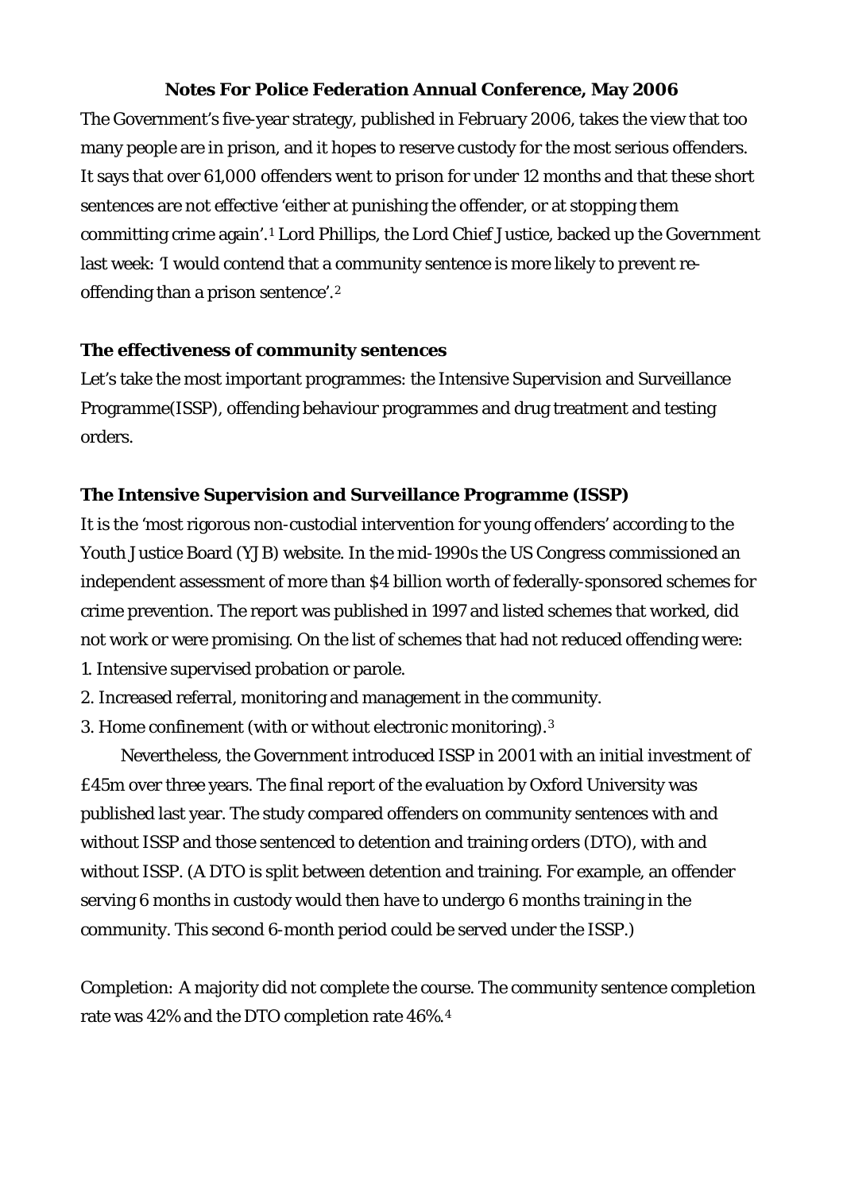**Notes For Police Federation Annual Conference, May 2006**

The Government's five-year strategy, published in February 2006, takes the view that too many people are in prison, and it hopes to reserve custody for the most serious offenders. It says that over 61,000 offenders went to prison for under 12 months and that these short sentences are not effective 'either at punishing the offender, or at stopping them committing crime again'.[1] Lord Phillips, the Lord Chief Justice, backed up the Government last week: 'I would contend that a community sentence is more likely to prevent re-offending than a prison sentence'.[2]

### The effectiveness of community sentences

Let's take the most important programmes: the Intensive Supervision and Surveillance Programme(ISSP), offending behaviour programmes and drug treatment and testing orders.

### The Intensive Supervision and Surveillance Programme (ISSP)

It is the 'most rigorous non-custodial intervention for young offenders' according to the Youth Justice Board (YJB) website. In the mid-1990s the US Congress commissioned an independent assessment of more than $4 billion worth of federally-sponsored schemes for crime prevention. The report was published in 1997 and listed schemes that worked, did not work or were promising. On the list of schemes that had not reduced offending were:

1. Intensive supervised probation or parole.
2. Increased referral, monitoring and management in the community.
3. Home confinement (with or without electronic monitoring).[3]

Nevertheless, the Government introduced ISSP in 2001 with an initial investment of £45m over three years. The final report of the evaluation by Oxford University was published last year. The study compared offenders on community sentences with and without ISSP and those sentenced to detention and training orders (DTO), with and without ISSP. (A DTO is split between detention and training. For example, an offender serving 6 months in custody would then have to undergo 6 months training in the community. This second 6-month period could be served under the ISSP.)

Completion: A majority did not complete the course. The community sentence completion rate was 42% and the DTO completion rate 46%.[4]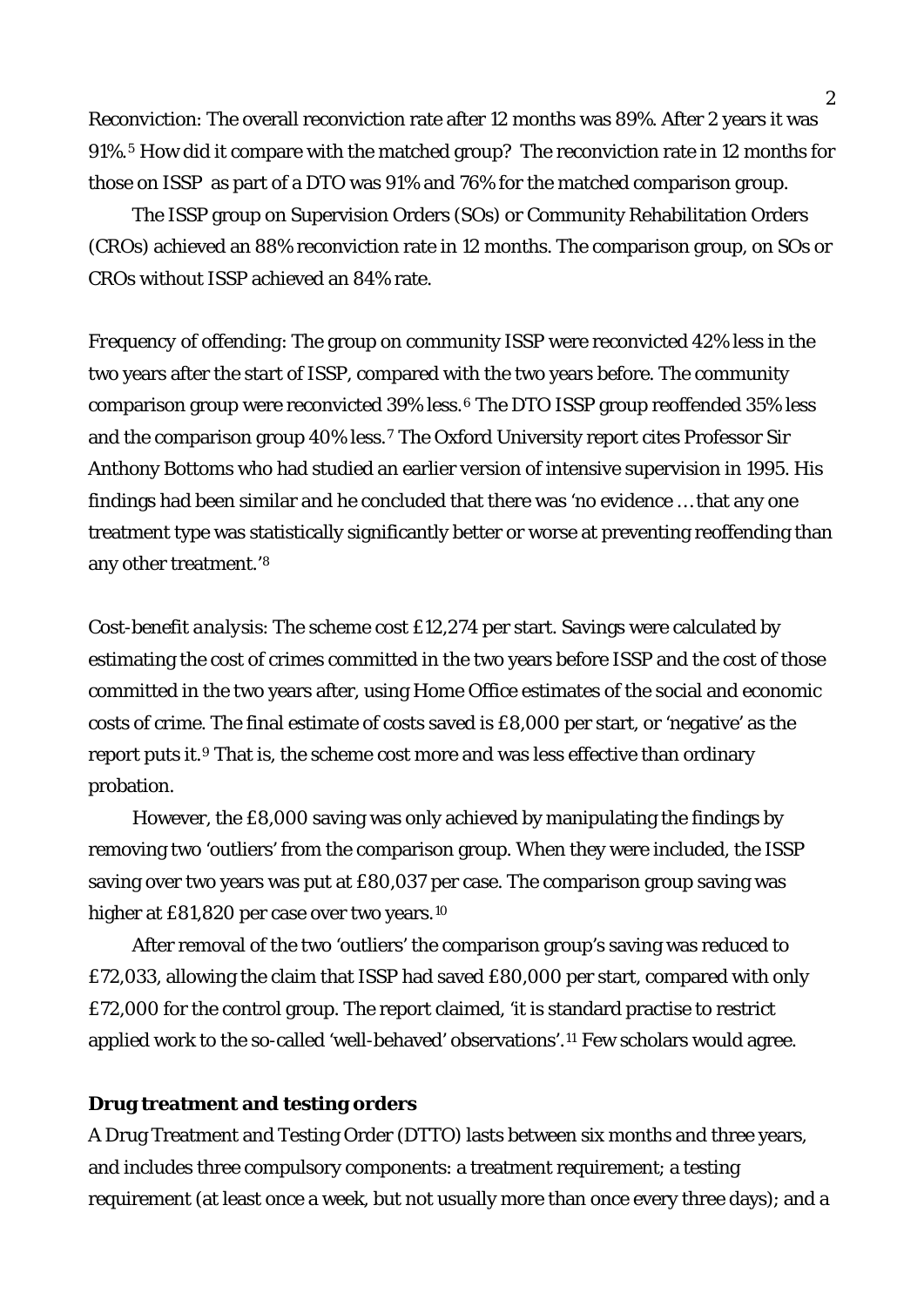*Reconviction*: The overall reconviction rate after 12 months was 89%. After 2 years it was 91%.[5] How did it compare with the matched group? The reconviction rate in 12 months for those on ISSP as part of a DTO was 91% and 76% for the matched comparison group.

The ISSP group on Supervision Orders (SOs) or Community Rehabilitation Orders (CROs) achieved an 88% reconviction rate in 12 months. The comparison group, on SOs or CROs without ISSP achieved an 84% rate.

*Frequency of offending*: The group on community ISSP were reconvicted 42% less in the two years after the start of ISSP, compared with the two years before. The community comparison group were reconvicted 39% less.[6] The DTO ISSP group reoffended 35% less and the comparison group 40% less.[7] The Oxford University report cites Professor Sir Anthony Bottoms who had studied an earlier version of intensive supervision in 1995. His findings had been similar and he concluded that there was 'no evidence … that any one treatment type was statistically significantly better or worse at preventing reoffending than any other treatment.'[8]

*Cost-benefit analysis*: The scheme cost £12,274 per start. Savings were calculated by estimating the cost of crimes committed in the two years before ISSP and the cost of those committed in the two years after, using Home Office estimates of the social and economic costs of crime. The final estimate of costs saved is £8,000 per start, or 'negative' as the report puts it.[9] That is, the scheme cost more and was less effective than ordinary probation.

However, the £8,000 saving was only achieved by manipulating the findings by removing two 'outliers' from the comparison group. When they were included, the ISSP saving over two years was put at £80,037 per case. The comparison group saving was higher at £81,820 per case over two years.[10]

After removal of the two 'outliers' the comparison group's saving was reduced to £72,033, allowing the claim that ISSP had saved £80,000 per start, compared with only £72,000 for the control group. The report claimed, 'it is standard practise to restrict applied work to the so-called 'well-behaved' observations'.[11] Few scholars would agree.

## Drug treatment and testing orders

A Drug Treatment and Testing Order (DTTO) lasts between six months and three years, and includes three compulsory components: a treatment requirement; a testing requirement (at least once a week, but not usually more than once every three days); and a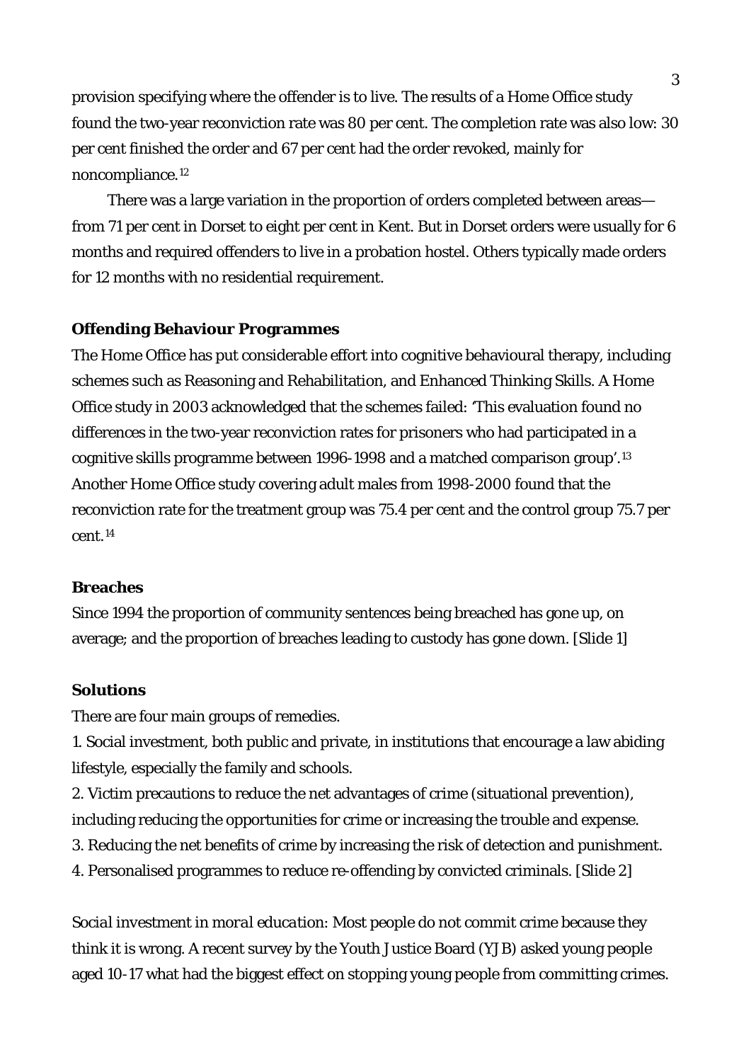provision specifying where the offender is to live. The results of a Home Office study found the two-year reconviction rate was 80 per cent. The completion rate was also low: 30 per cent finished the order and 67 per cent had the order revoked, mainly for noncompliance.[12]

There was a large variation in the proportion of orders completed between areas—from 71 per cent in Dorset to eight per cent in Kent. But in Dorset orders were usually for 6 months and required offenders to live in a probation hostel. Others typically made orders for 12 months with no residential requirement.

**Offending Behaviour Programmes**

The Home Office has put considerable effort into cognitive behavioural therapy, including schemes such as Reasoning and Rehabilitation, and Enhanced Thinking Skills. A Home Office study in 2003 acknowledged that the schemes failed: 'This evaluation found no differences in the two-year reconviction rates for prisoners who had participated in a cognitive skills programme between 1996-1998 and a matched comparison group'.[13] Another Home Office study covering adult males from 1998-2000 found that the reconviction rate for the treatment group was 75.4 per cent and the control group 75.7 per cent.[14]

**Breaches**

Since 1994 the proportion of community sentences being breached has gone up, on average; and the proportion of breaches leading to custody has gone down. [Slide 1]

**Solutions**

There are four main groups of remedies.

1. Social investment, both public and private, in institutions that encourage a law abiding lifestyle, especially the family and schools.
2. Victim precautions to reduce the net advantages of crime (situational prevention), including reducing the opportunities for crime or increasing the trouble and expense.
3. Reducing the net benefits of crime by increasing the risk of detection and punishment.
4. Personalised programmes to reduce re-offending by convicted criminals. [Slide 2]

*Social investment in moral education:* Most people do not commit crime because they think it is wrong. A recent survey by the Youth Justice Board (YJB) asked young people aged 10-17 what had the biggest effect on stopping young people from committing crimes.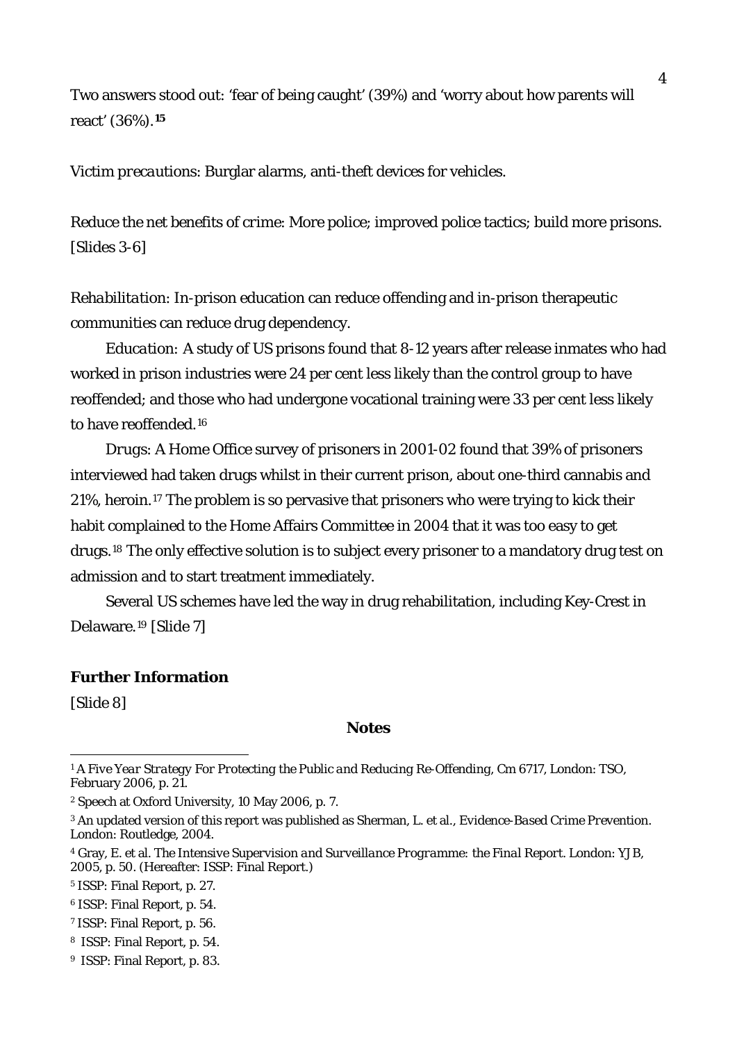Two answers stood out: 'fear of being caught' (39%) and 'worry about how parents will react' (36%).[15]

*Victim precautions*: Burglar alarms, anti-theft devices for vehicles.

Reduce the net benefits of crime: More police; improved police tactics; build more prisons. [Slides 3-6]

*Rehabilitation*: In-prison education can reduce offending and in-prison therapeutic communities can reduce drug dependency.

*Education*: A study of US prisons found that 8-12 years after release inmates who had worked in prison industries were 24 per cent less likely than the control group to have reoffended; and those who had undergone vocational training were 33 per cent less likely to have reoffended.[16]

*Drugs*: A Home Office survey of prisoners in 2001-02 found that 39% of prisoners interviewed had taken drugs whilst in their current prison, about one-third cannabis and 21%, heroin.[17] The problem is so pervasive that prisoners who were trying to kick their habit complained to the Home Affairs Committee in 2004 that it was too easy to get drugs.[18] The only effective solution is to subject every prisoner to a mandatory drug test on admission and to start treatment immediately.

Several US schemes have led the way in drug rehabilitation, including Key-Crest in Delaware.[19] [Slide 7]

**Further Information**

[Slide 8]

**Notes**

[1] *A Five Year Strategy For Protecting the Public and Reducing Re-Offending*, Cm 6717, London: TSO, February 2006, p. 21.

[2] Speech at Oxford University, 10 May 2006, p. 7.

[3] An updated version of this report was published as Sherman, L. et al., *Evidence-Based Crime Prevention*. London: Routledge, 2004.

[4] Gray, E. et al. *The Intensive Supervision and Surveillance Programme: the Final Report*. London: YJB, 2005, p. 50. (Hereafter: ISSP: Final Report.)

[5] ISSP: Final Report, p. 27.

[6] ISSP: Final Report, p. 54.

[7] ISSP: Final Report, p. 56.

[8] ISSP: Final Report, p. 54.

[9] ISSP: Final Report, p. 83.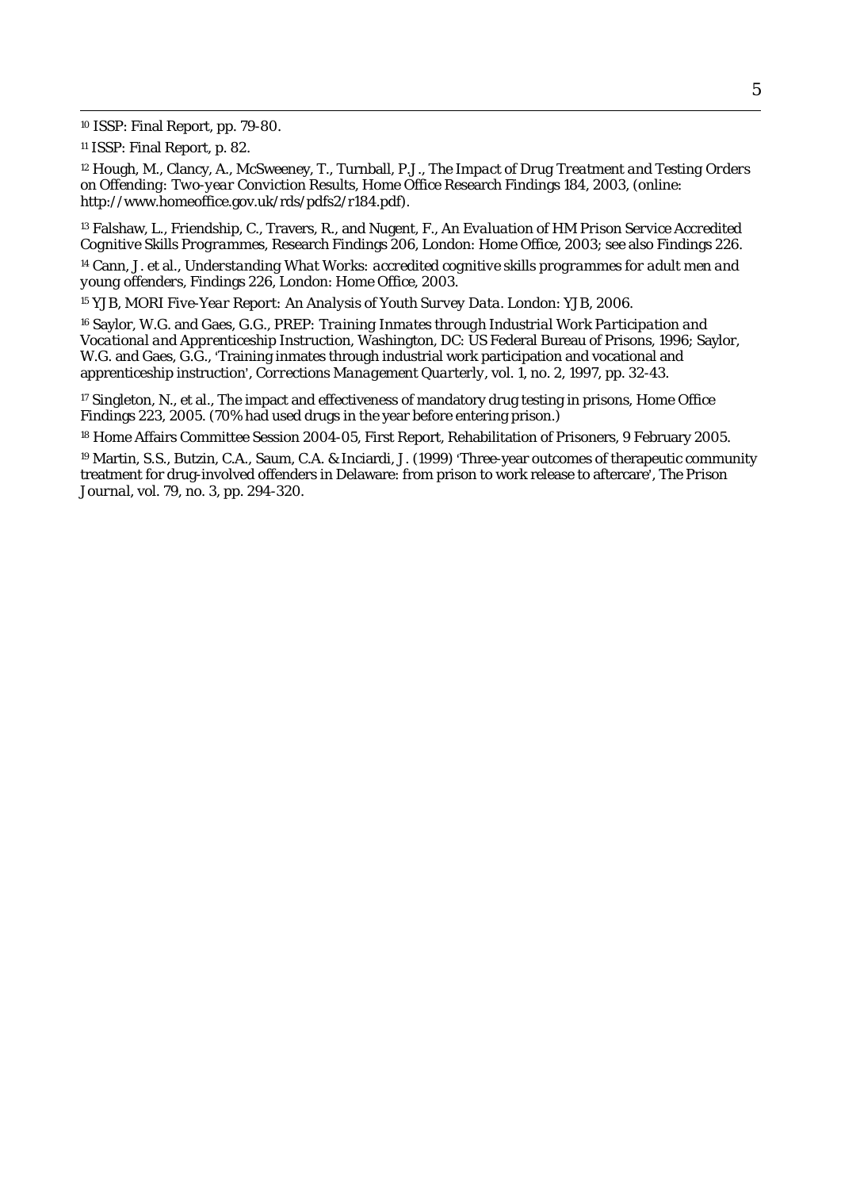[10] ISSP: Final Report, pp. 79-80.

[11] ISSP: Final Report, p. 82.

[12] Hough, M., Clancy, A., McSweeney, T., Turnball, P.J., *The Impact of Drug Treatment and Testing Orders on Offending: Two-year Conviction Results*, Home Office Research Findings 184, 2003, (online: http://www.homeoffice.gov.uk/rds/pdfs2/r184.pdf).

[13] Falshaw, L., Friendship, C., Travers, R., and Nugent, F., *An Evaluation of HM Prison Service Accredited Cognitive Skills Programmes*, Research Findings 206, London: Home Office, 2003; see also Findings 226.

[14] Cann, J. et al., *Understanding What Works: accredited cognitive skills programmes for adult men and young offenders*, Findings 226, London: Home Office, 2003.

[15] YJB, *MORI Five-Year Report: An Analysis of Youth Survey Data*. London: YJB, 2006.

[16] Saylor, W.G. and Gaes, G.G., *PREP: Training Inmates through Industrial Work Participation and Vocational and Apprenticeship Instruction*, Washington, DC: US Federal Bureau of Prisons, 1996; Saylor, W.G. and Gaes, G.G., 'Training inmates through industrial work participation and vocational and apprenticeship instruction', *Corrections Management Quarterly*, vol. 1, no. 2, 1997, pp. 32-43.

[17] Singleton, N., et al., The impact and effectiveness of mandatory drug testing in prisons, Home Office Findings 223, 2005. (70% had used drugs in the year before entering prison.)

[18] Home Affairs Committee Session 2004-05, First Report, Rehabilitation of Prisoners, 9 February 2005.

[19] Martin, S.S., Butzin, C.A., Saum, C.A. & Inciardi, J. (1999) 'Three-year outcomes of therapeutic community treatment for drug-involved offenders in Delaware: from prison to work release to aftercare', *The Prison Journal*, vol. 79, no. 3, pp. 294-320.